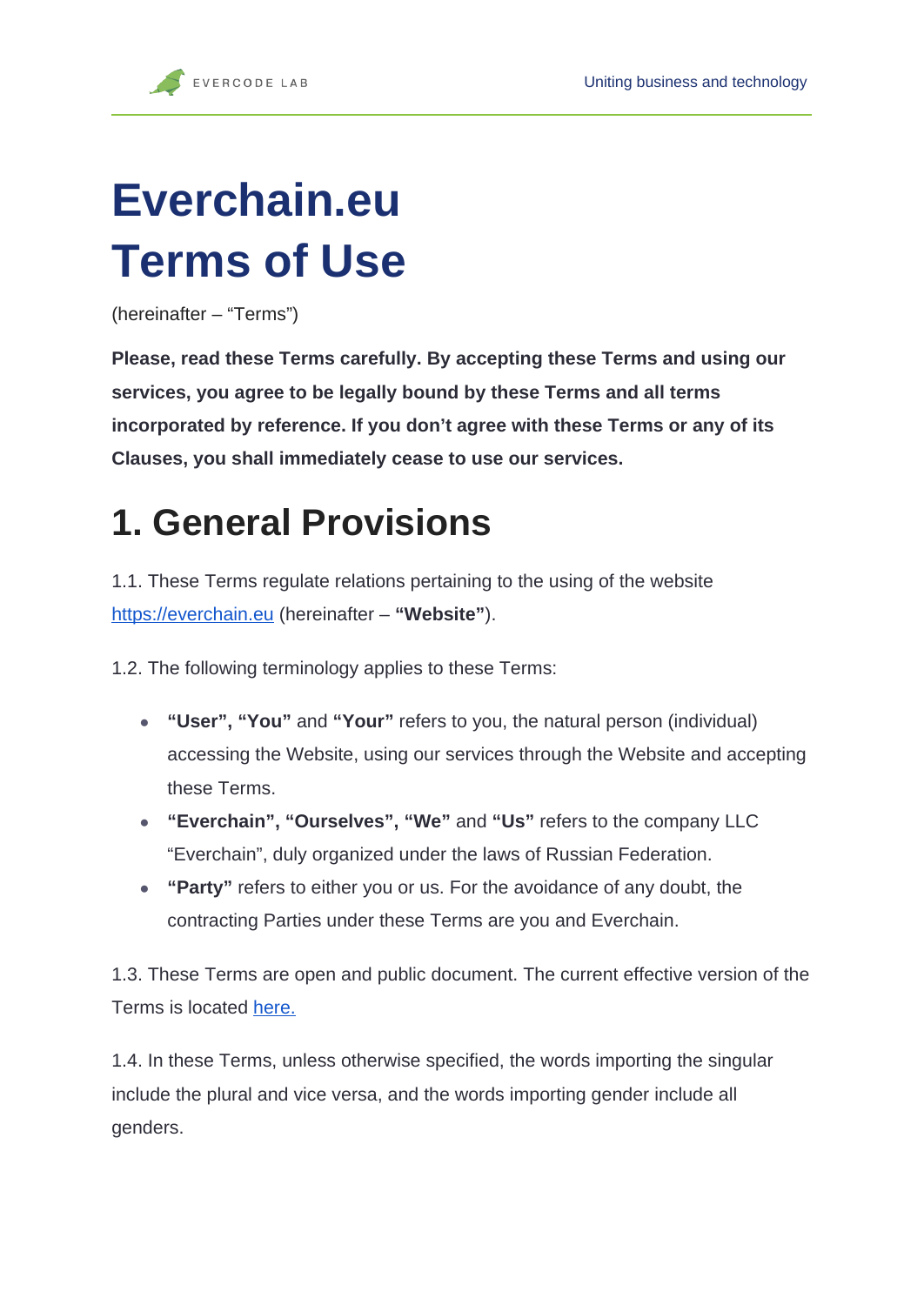# Everchain.eu Terms of Use

(hereinafter – "Terms")

**Please, read these Terms carefully. By accepting these Terms and using our services, you agree to be legally bound by these Terms and all terms incorporated by reference. If you don't agree with these Terms or any of its Clauses, you shall immediately cease to use our services.**

## 1. General Provisions

1.1. These Terms regulate relations pertaining to the using of the website [https://everchain.eu](https://everchain.eu) (hereinafter – **"Website"**).

1.2. The following terminology applies to these Terms:

- **"User", "You"** and **"Your"** refers to you, the natural person (individual) accessing the Website, using our services through the Website and accepting these Terms.
- **"Everchain", "Ourselves", "We"** and **"Us"** refers to the company LLC "Everchain", duly organized under the laws of Russian Federation.
- **"Party"** refers to either you or us. For the avoidance of any doubt, the contracting Parties under these Terms are you and Everchain.

1.3. These Terms are open and public document. The current effective version of the Terms is located here.

1.4. In these Terms, unless otherwise specified, the words importing the singular include the plural and vice versa, and the words importing gender include all genders.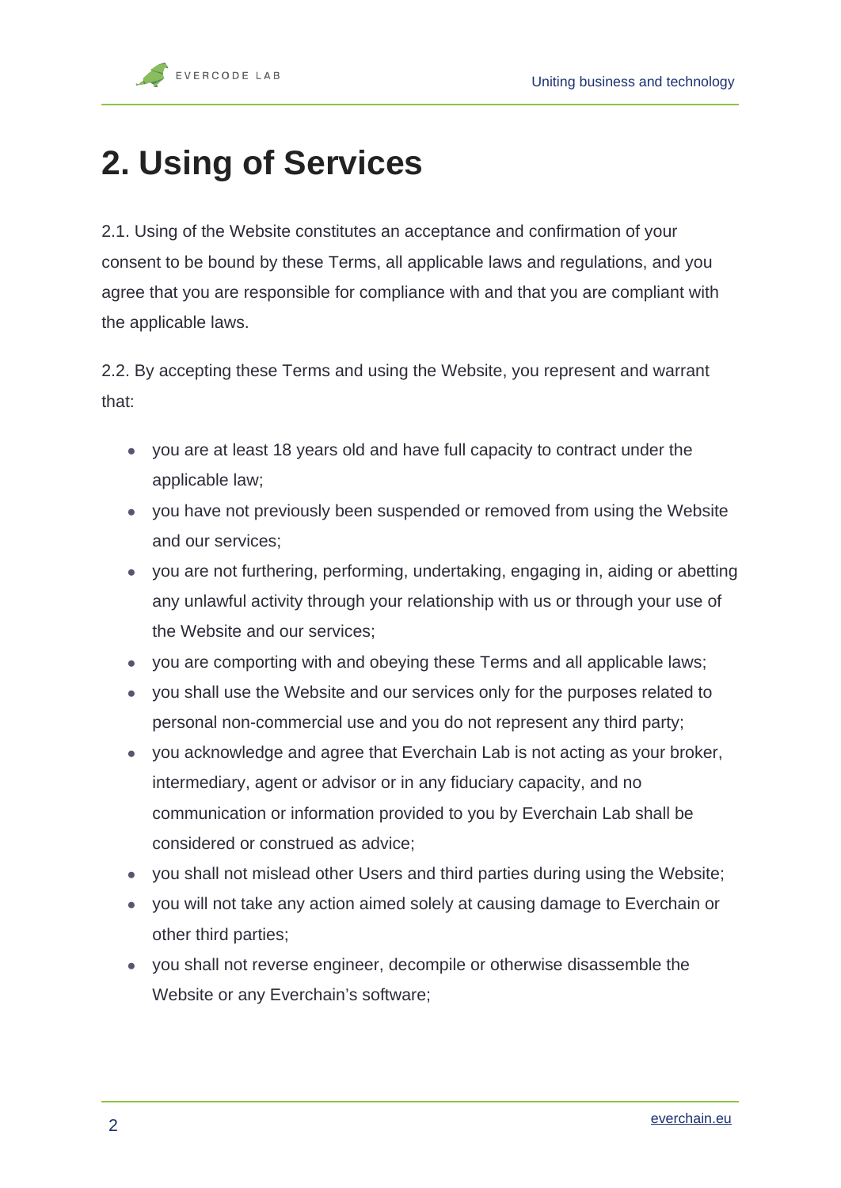# 2. Using of Services

2.1. Using of the Website constitutes an acceptance and confirmation of your consent to be bound by these Terms, all applicable laws and regulations, and you agree that you are responsible for compliance with and that you are compliant with the applicable laws.

2.2. By accepting these Terms and using the Website, you represent and warrant that:

- you are at least 18 years old and have full capacity to contract under the applicable law;
- you have not previously been suspended or removed from using the Website and our services;
- you are not furthering, performing, undertaking, engaging in, aiding or abetting any unlawful activity through your relationship with us or through your use of the Website and our services;
- you are comporting with and obeying these Terms and all applicable laws;
- you shall use the Website and our services only for the purposes related to personal non-commercial use and you do not represent any third party;
- you acknowledge and agree that Everchain Lab is not acting as your broker, intermediary, agent or advisor or in any fiduciary capacity, and no communication or information provided to you by Everchain Lab shall be considered or construed as advice;
- you shall not mislead other Users and third parties during using the Website;
- you will not take any action aimed solely at causing damage to Everchain or other third parties;
- you shall not reverse engineer, decompile or otherwise disassemble the Website or any Everchain's software;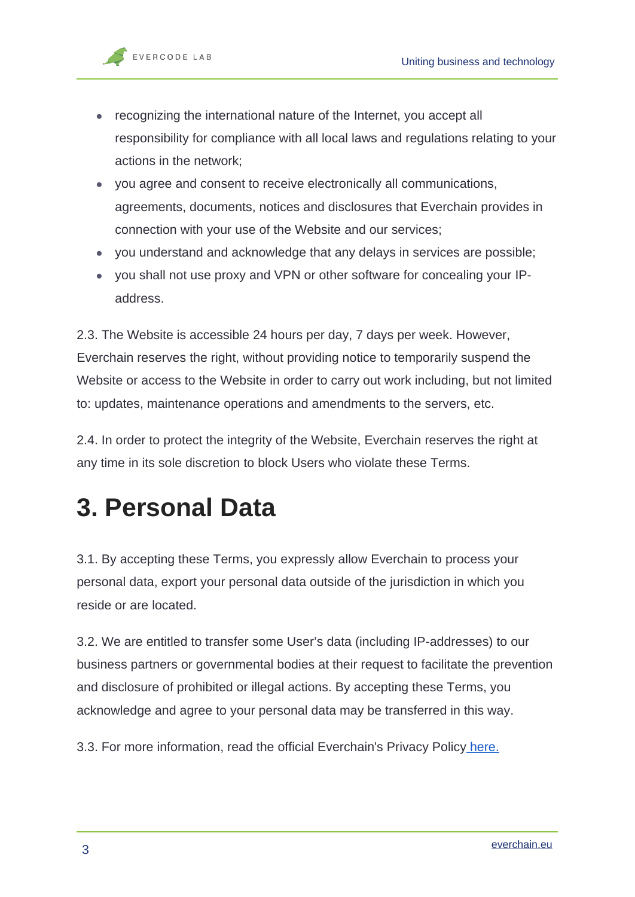- recognizing the international nature of the Internet, you accept all responsibility for compliance with all local laws and regulations relating to your actions in the network;
- you agree and consent to receive electronically all communications, agreements, documents, notices and disclosures that Everchain provides in connection with your use of the Website and our services;
- you understand and acknowledge that any delays in services are possible;
- you shall not use proxy and VPN or other software for concealing your IP-address.

2.3. The Website is accessible 24 hours per day, 7 days per week. However, Everchain reserves the right, without providing notice to temporarily suspend the Website or access to the Website in order to carry out work including, but not limited to: updates, maintenance operations and amendments to the servers, etc.

2.4. In order to protect the integrity of the Website, Everchain reserves the right at any time in its sole discretion to block Users who violate these Terms.

# 3. Personal Data

3.1. By accepting these Terms, you expressly allow Everchain to process your personal data, export your personal data outside of the jurisdiction in which you reside or are located.

3.2. We are entitled to transfer some User's data (including IP-addresses) to our business partners or governmental bodies at their request to facilitate the prevention and disclosure of prohibited or illegal actions. By accepting these Terms, you acknowledge and agree to your personal data may be transferred in this way.

3.3. For more information, read the official Everchain's Privacy Policy [here.](here.)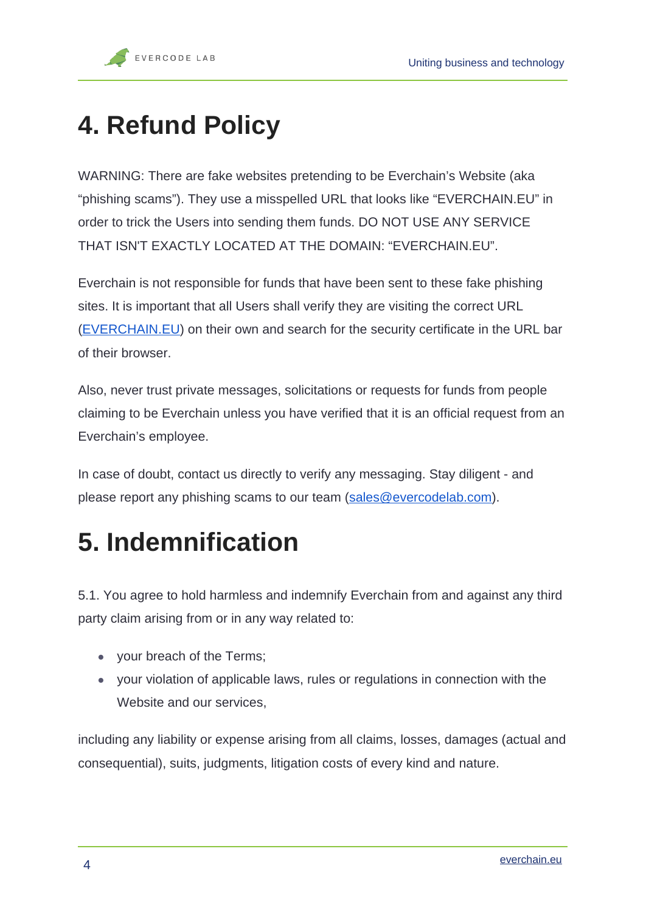# 4. Refund Policy

WARNING: There are fake websites pretending to be Everchain's Website (aka "phishing scams"). They use a misspelled URL that looks like "EVERCHAIN.EU" in order to trick the Users into sending them funds. DO NOT USE ANY SERVICE THAT ISN'T EXACTLY LOCATED AT THE DOMAIN: "EVERCHAIN.EU".

Everchain is not responsible for funds that have been sent to these fake phishing sites. It is important that all Users shall verify they are visiting the correct URL (EVERCHAIN.EU) on their own and search for the security certificate in the URL bar of their browser.

Also, never trust private messages, solicitations or requests for funds from people claiming to be Everchain unless you have verified that it is an official request from an Everchain's employee.

In case of doubt, contact us directly to verify any messaging. Stay diligent - and please report any phishing scams to our team (sales@evercodelab.com).

# 5. Indemnification

5.1. You agree to hold harmless and indemnify Everchain from and against any third party claim arising from or in any way related to:

- your breach of the Terms;
- your violation of applicable laws, rules or regulations in connection with the Website and our services,

including any liability or expense arising from all claims, losses, damages (actual and consequential), suits, judgments, litigation costs of every kind and nature.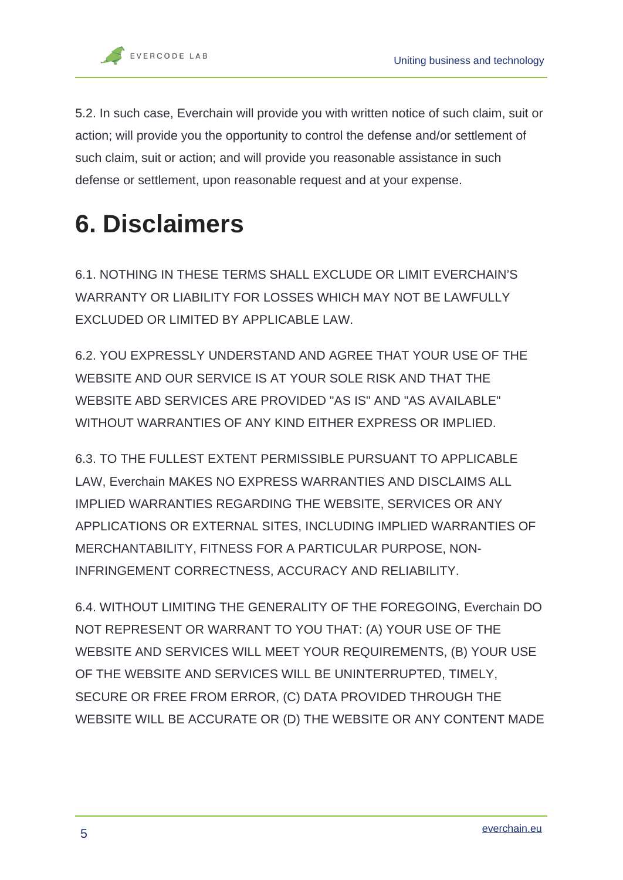5.2. In such case, Everchain will provide you with written notice of such claim, suit or action; will provide you the opportunity to control the defense and/or settlement of such claim, suit or action; and will provide you reasonable assistance in such defense or settlement, upon reasonable request and at your expense.

# 6. Disclaimers

6.1. NOTHING IN THESE TERMS SHALL EXCLUDE OR LIMIT EVERCHAIN'S WARRANTY OR LIABILITY FOR LOSSES WHICH MAY NOT BE LAWFULLY EXCLUDED OR LIMITED BY APPLICABLE LAW.

6.2. YOU EXPRESSLY UNDERSTAND AND AGREE THAT YOUR USE OF THE WEBSITE AND OUR SERVICE IS AT YOUR SOLE RISK AND THAT THE WEBSITE ABD SERVICES ARE PROVIDED "AS IS" AND "AS AVAILABLE" WITHOUT WARRANTIES OF ANY KIND EITHER EXPRESS OR IMPLIED.

6.3. TO THE FULLEST EXTENT PERMISSIBLE PURSUANT TO APPLICABLE LAW, Everchain MAKES NO EXPRESS WARRANTIES AND DISCLAIMS ALL IMPLIED WARRANTIES REGARDING THE WEBSITE, SERVICES OR ANY APPLICATIONS OR EXTERNAL SITES, INCLUDING IMPLIED WARRANTIES OF MERCHANTABILITY, FITNESS FOR A PARTICULAR PURPOSE, NON-INFRINGEMENT CORRECTNESS, ACCURACY AND RELIABILITY.

6.4. WITHOUT LIMITING THE GENERALITY OF THE FOREGOING, Everchain DO NOT REPRESENT OR WARRANT TO YOU THAT: (A) YOUR USE OF THE WEBSITE AND SERVICES WILL MEET YOUR REQUIREMENTS, (B) YOUR USE OF THE WEBSITE AND SERVICES WILL BE UNINTERRUPTED, TIMELY, SECURE OR FREE FROM ERROR, (C) DATA PROVIDED THROUGH THE WEBSITE WILL BE ACCURATE OR (D) THE WEBSITE OR ANY CONTENT MADE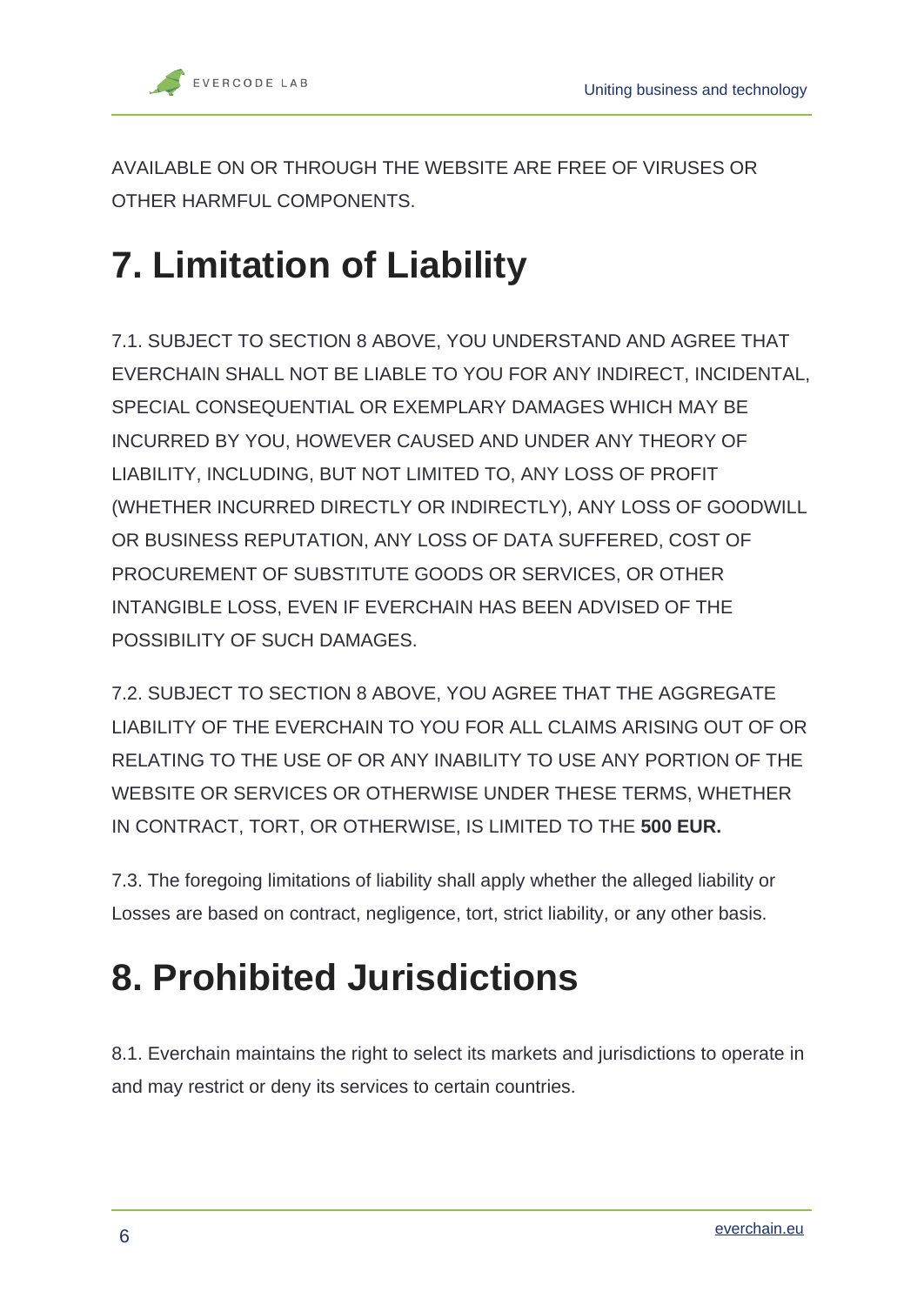AVAILABLE ON OR THROUGH THE WEBSITE ARE FREE OF VIRUSES OR OTHER HARMFUL COMPONENTS.

# 7. Limitation of Liability

7.1. SUBJECT TO SECTION 8 ABOVE, YOU UNDERSTAND AND AGREE THAT EVERCHAIN SHALL NOT BE LIABLE TO YOU FOR ANY INDIRECT, INCIDENTAL, SPECIAL CONSEQUENTIAL OR EXEMPLARY DAMAGES WHICH MAY BE INCURRED BY YOU, HOWEVER CAUSED AND UNDER ANY THEORY OF LIABILITY, INCLUDING, BUT NOT LIMITED TO, ANY LOSS OF PROFIT (WHETHER INCURRED DIRECTLY OR INDIRECTLY), ANY LOSS OF GOODWILL OR BUSINESS REPUTATION, ANY LOSS OF DATA SUFFERED, COST OF PROCUREMENT OF SUBSTITUTE GOODS OR SERVICES, OR OTHER INTANGIBLE LOSS, EVEN IF EVERCHAIN HAS BEEN ADVISED OF THE POSSIBILITY OF SUCH DAMAGES.

7.2. SUBJECT TO SECTION 8 ABOVE, YOU AGREE THAT THE AGGREGATE LIABILITY OF THE EVERCHAIN TO YOU FOR ALL CLAIMS ARISING OUT OF OR RELATING TO THE USE OF OR ANY INABILITY TO USE ANY PORTION OF THE WEBSITE OR SERVICES OR OTHERWISE UNDER THESE TERMS, WHETHER IN CONTRACT, TORT, OR OTHERWISE, IS LIMITED TO THE **500 EUR.**

7.3. The foregoing limitations of liability shall apply whether the alleged liability or Losses are based on contract, negligence, tort, strict liability, or any other basis.

# 8. Prohibited Jurisdictions

8.1. Everchain maintains the right to select its markets and jurisdictions to operate in and may restrict or deny its services to certain countries.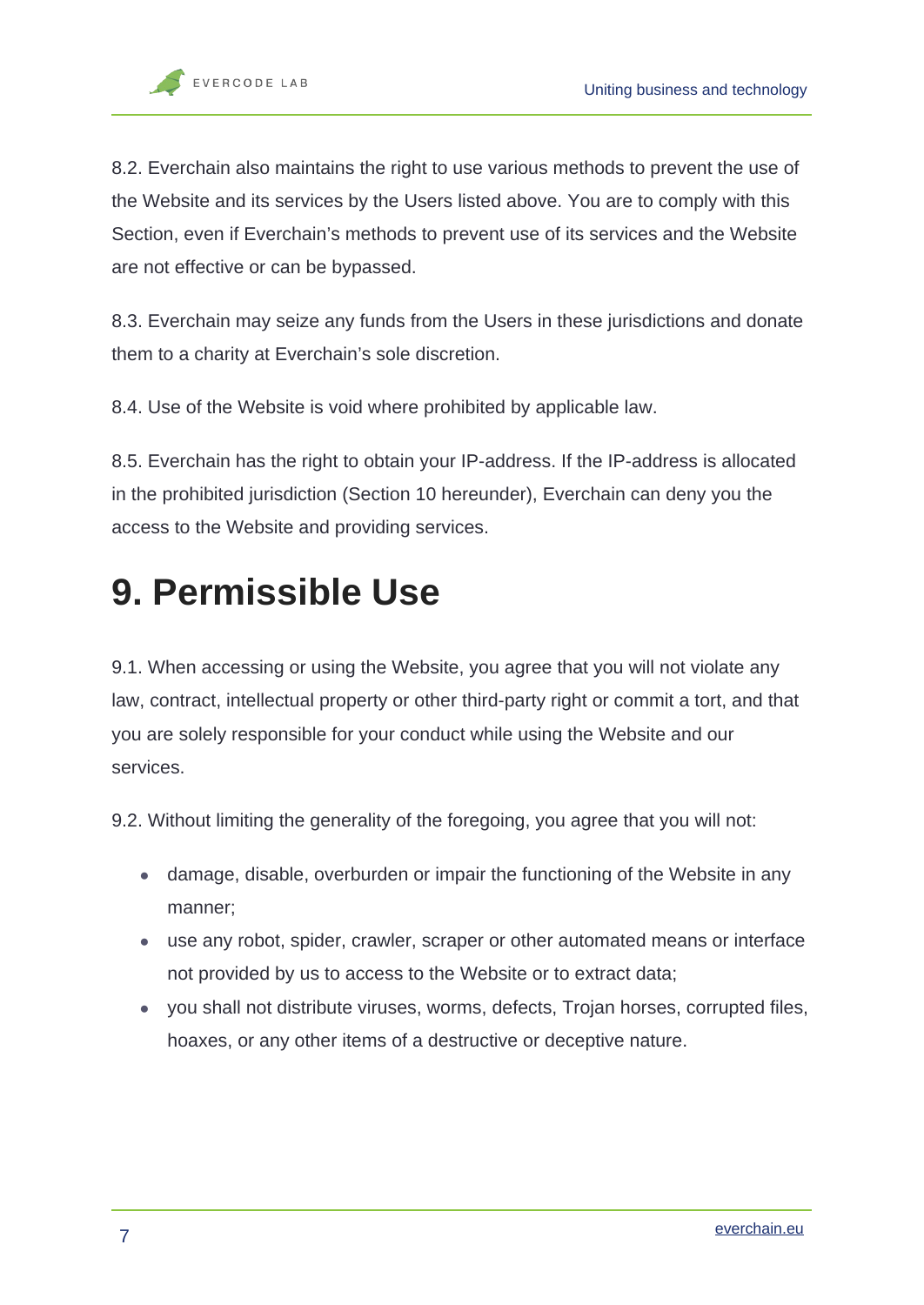8.2. Everchain also maintains the right to use various methods to prevent the use of the Website and its services by the Users listed above. You are to comply with this Section, even if Everchain's methods to prevent use of its services and the Website are not effective or can be bypassed.

8.3. Everchain may seize any funds from the Users in these jurisdictions and donate them to a charity at Everchain's sole discretion.

8.4. Use of the Website is void where prohibited by applicable law.

8.5. Everchain has the right to obtain your IP-address. If the IP-address is allocated in the prohibited jurisdiction (Section 10 hereunder), Everchain can deny you the access to the Website and providing services.

# 9. Permissible Use

9.1. When accessing or using the Website, you agree that you will not violate any law, contract, intellectual property or other third-party right or commit a tort, and that you are solely responsible for your conduct while using the Website and our services.

9.2. Without limiting the generality of the foregoing, you agree that you will not:

- damage, disable, overburden or impair the functioning of the Website in any manner;
- use any robot, spider, crawler, scraper or other automated means or interface not provided by us to access to the Website or to extract data;
- you shall not distribute viruses, worms, defects, Trojan horses, corrupted files, hoaxes, or any other items of a destructive or deceptive nature.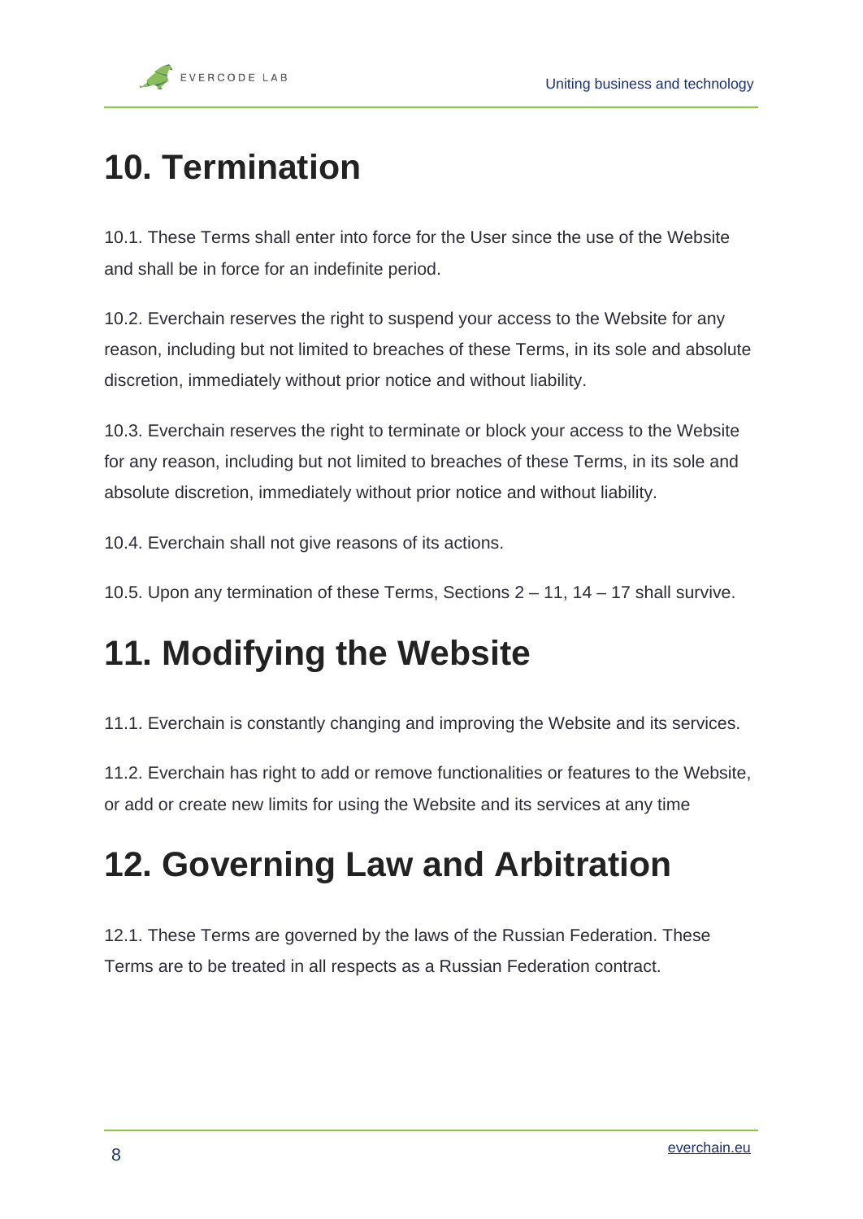# 10. Termination

10.1. These Terms shall enter into force for the User since the use of the Website and shall be in force for an indefinite period.

10.2. Everchain reserves the right to suspend your access to the Website for any reason, including but not limited to breaches of these Terms, in its sole and absolute discretion, immediately without prior notice and without liability.

10.3. Everchain reserves the right to terminate or block your access to the Website for any reason, including but not limited to breaches of these Terms, in its sole and absolute discretion, immediately without prior notice and without liability.

10.4. Everchain shall not give reasons of its actions.

10.5. Upon any termination of these Terms, Sections 2 – 11, 14 – 17 shall survive.

# 11. Modifying the Website

11.1. Everchain is constantly changing and improving the Website and its services.

11.2. Everchain has right to add or remove functionalities or features to the Website, or add or create new limits for using the Website and its services at any time

# 12. Governing Law and Arbitration

12.1. These Terms are governed by the laws of the Russian Federation. These Terms are to be treated in all respects as a Russian Federation contract.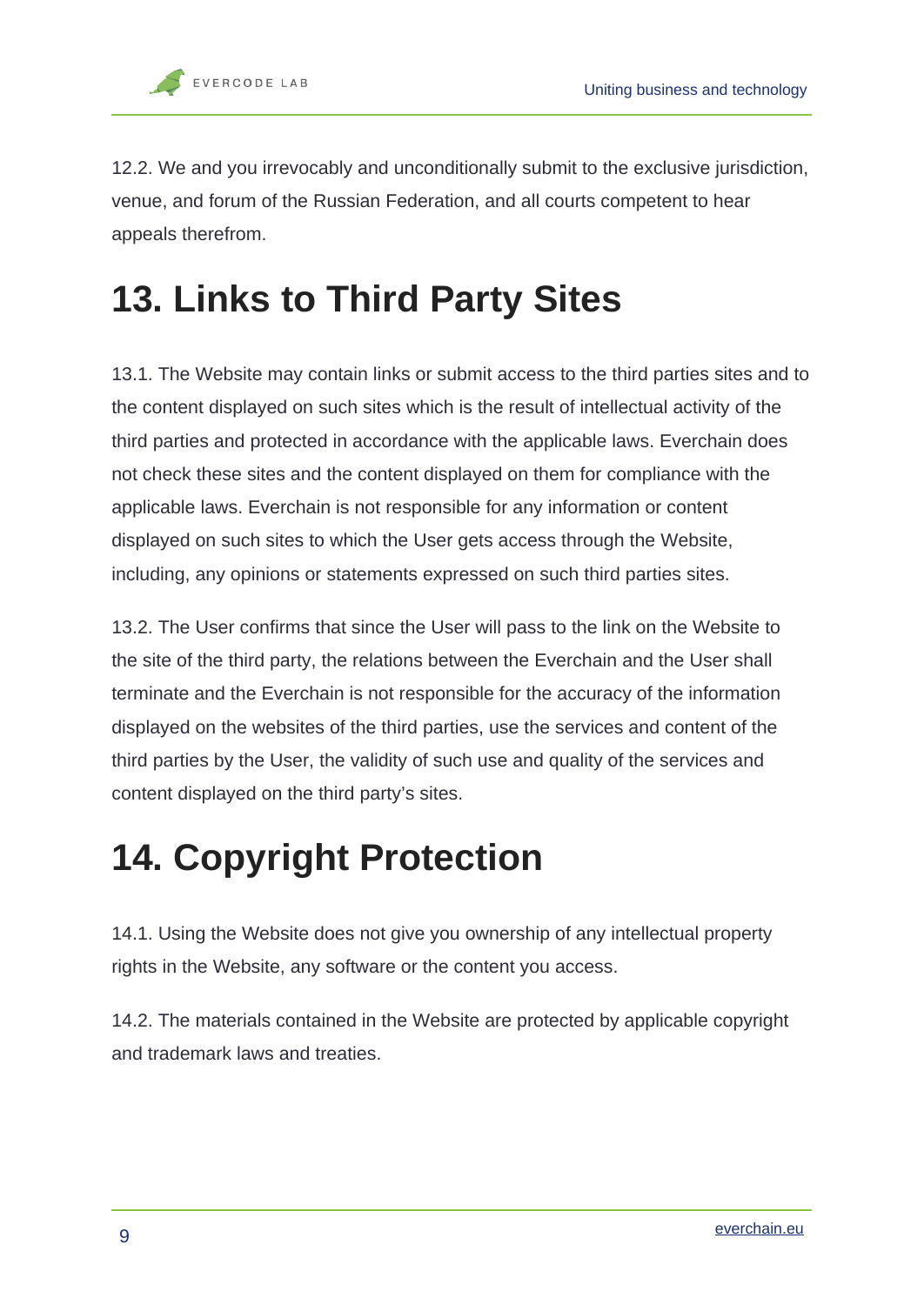12.2. We and you irrevocably and unconditionally submit to the exclusive jurisdiction, venue, and forum of the Russian Federation, and all courts competent to hear appeals therefrom.

# 13. Links to Third Party Sites

13.1. The Website may contain links or submit access to the third parties sites and to the content displayed on such sites which is the result of intellectual activity of the third parties and protected in accordance with the applicable laws. Everchain does not check these sites and the content displayed on them for compliance with the applicable laws. Everchain is not responsible for any information or content displayed on such sites to which the User gets access through the Website, including, any opinions or statements expressed on such third parties sites.

13.2. The User confirms that since the User will pass to the link on the Website to the site of the third party, the relations between the Everchain and the User shall terminate and the Everchain is not responsible for the accuracy of the information displayed on the websites of the third parties, use the services and content of the third parties by the User, the validity of such use and quality of the services and content displayed on the third party's sites.

# 14. Copyright Protection

14.1. Using the Website does not give you ownership of any intellectual property rights in the Website, any software or the content you access.

14.2. The materials contained in the Website are protected by applicable copyright and trademark laws and treaties.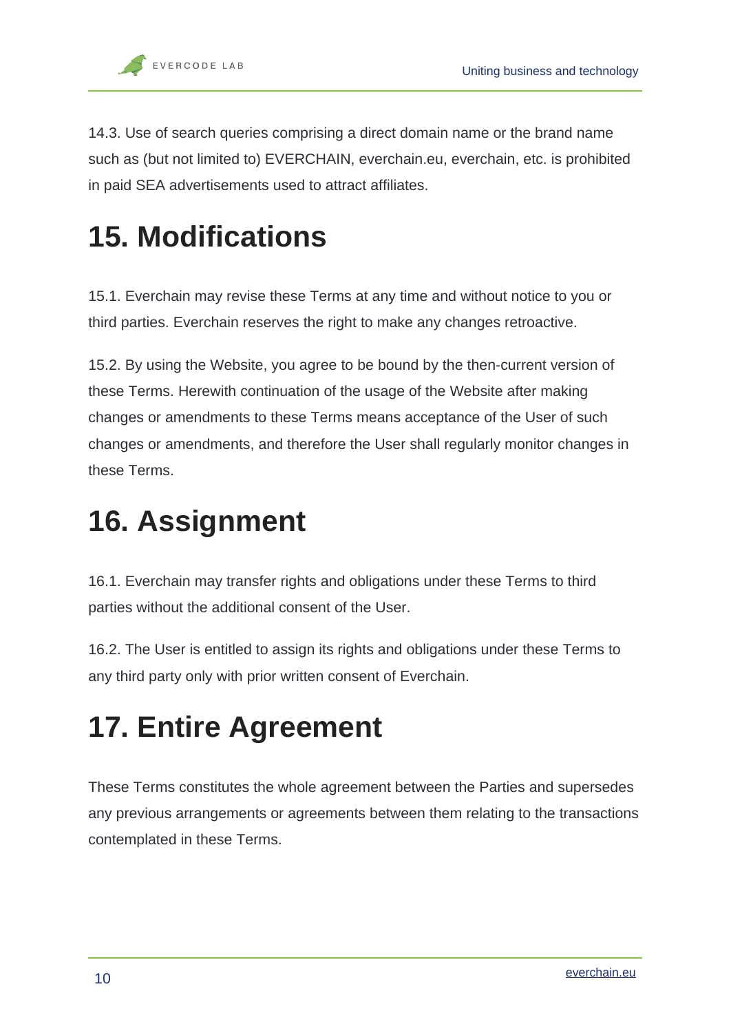14.3. Use of search queries comprising a direct domain name or the brand name such as (but not limited to) EVERCHAIN, everchain.eu, everchain, etc. is prohibited in paid SEA advertisements used to attract affiliates.

# 15. Modifications

15.1. Everchain may revise these Terms at any time and without notice to you or third parties. Everchain reserves the right to make any changes retroactive.

15.2. By using the Website, you agree to be bound by the then-current version of these Terms. Herewith continuation of the usage of the Website after making changes or amendments to these Terms means acceptance of the User of such changes or amendments, and therefore the User shall regularly monitor changes in these Terms.

# 16. Assignment

16.1. Everchain may transfer rights and obligations under these Terms to third parties without the additional consent of the User.

16.2. The User is entitled to assign its rights and obligations under these Terms to any third party only with prior written consent of Everchain.

# 17. Entire Agreement

These Terms constitutes the whole agreement between the Parties and supersedes any previous arrangements or agreements between them relating to the transactions contemplated in these Terms.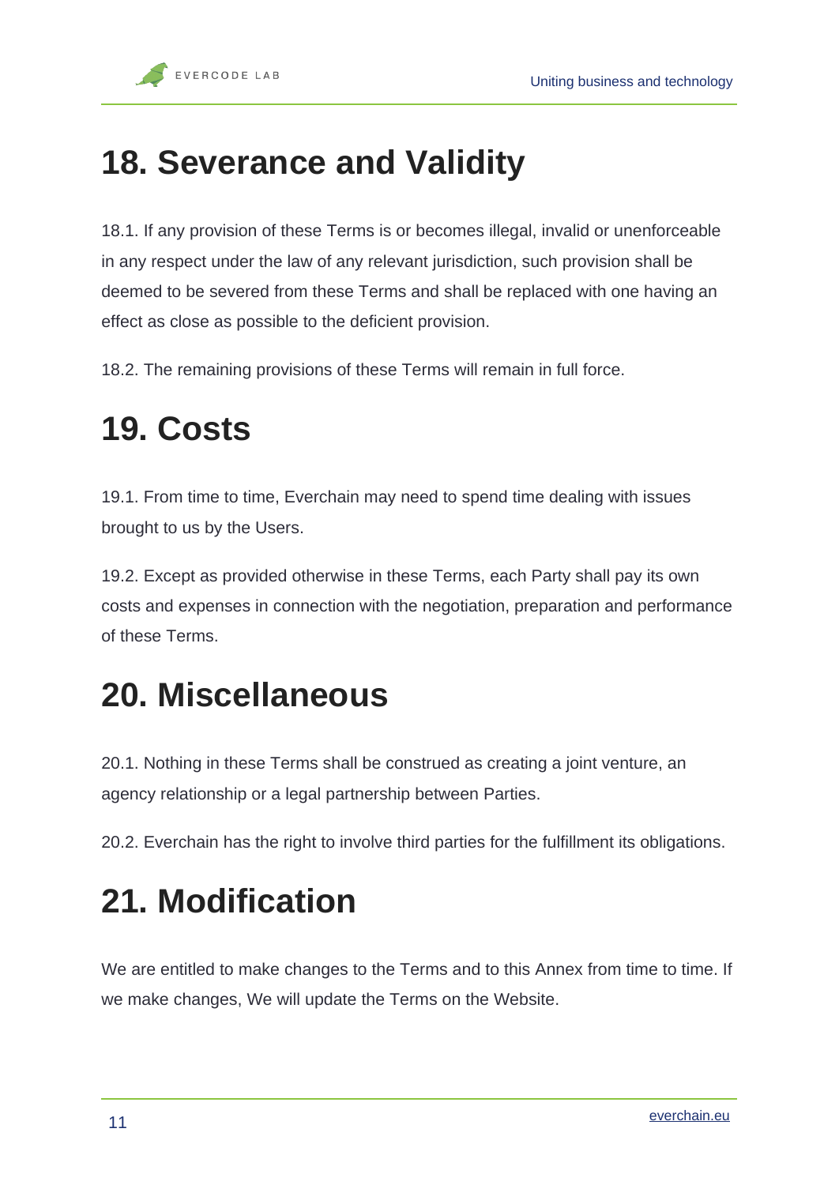# 18. Severance and Validity

18.1. If any provision of these Terms is or becomes illegal, invalid or unenforceable in any respect under the law of any relevant jurisdiction, such provision shall be deemed to be severed from these Terms and shall be replaced with one having an effect as close as possible to the deficient provision.

18.2. The remaining provisions of these Terms will remain in full force.

# 19. Costs

19.1. From time to time, Everchain may need to spend time dealing with issues brought to us by the Users.

19.2. Except as provided otherwise in these Terms, each Party shall pay its own costs and expenses in connection with the negotiation, preparation and performance of these Terms.

# 20. Miscellaneous

20.1. Nothing in these Terms shall be construed as creating a joint venture, an agency relationship or a legal partnership between Parties.

20.2. Everchain has the right to involve third parties for the fulfillment its obligations.

# 21. Modification

We are entitled to make changes to the Terms and to this Annex from time to time. If we make changes, We will update the Terms on the Website.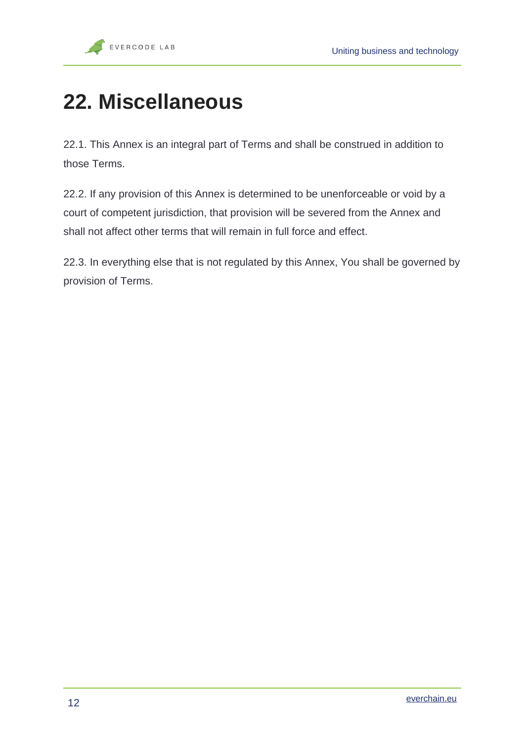# 22. Miscellaneous

22.1. This Annex is an integral part of Terms and shall be construed in addition to those Terms.

22.2. If any provision of this Annex is determined to be unenforceable or void by a court of competent jurisdiction, that provision will be severed from the Annex and shall not affect other terms that will remain in full force and effect.

22.3. In everything else that is not regulated by this Annex, You shall be governed by provision of Terms.